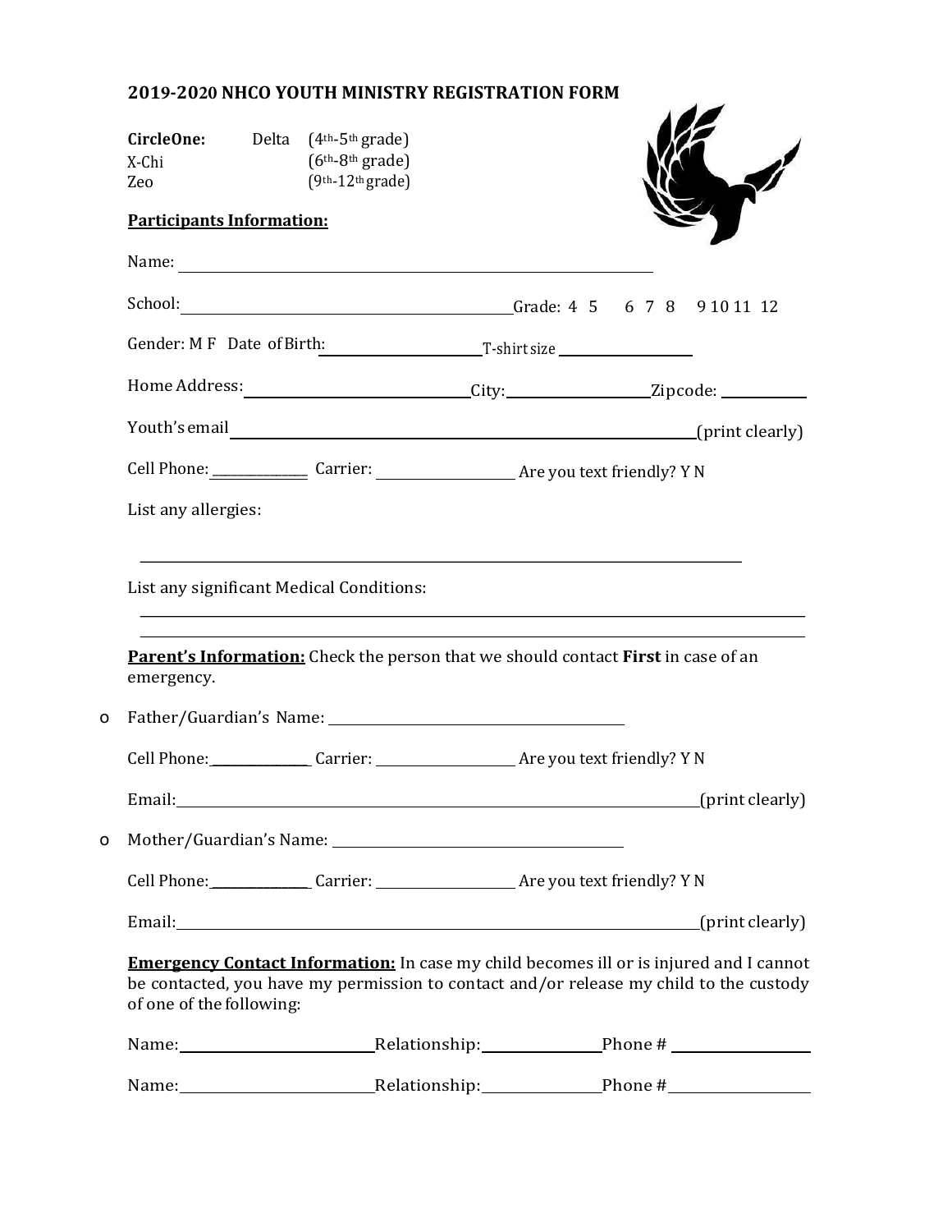## 2019-2020 NHCO YOUTH MINISTRY REGISTRATION FORM

**CircleOne:** Delta (4th-5th grade)
X-Chi (6th-8th grade)
Zeo (9th-12th grade)

**Participants Information:**

Name: ________________________________________

School: ______________________________ Grade: 4 5 6 7 8 9 10 11 12

Gender: M F Date of Birth: ______________ T-shirt size ____________

Home Address: __________________ City: ____________ Zipcode: ________

Youth's email ________________________________________ (print clearly)

Cell Phone: __________ Carrier: ____________ Are you text friendly? Y N

List any allergies:

________________________________________

List any significant Medical Conditions:

________________________________________

________________________________________

**Parent's Information:** Check the person that we should contact **First** in case of an emergency.

- Father/Guardian's Name: ____________________________

  Cell Phone: __________ Carrier: ____________ Are you text friendly? Y N

  Email: ________________________________________ (print clearly)

- Mother/Guardian's Name: ____________________________

  Cell Phone: __________ Carrier: ____________ Are you text friendly? Y N

  Email: ________________________________________ (print clearly)

**Emergency Contact Information:** In case my child becomes ill or is injured and I cannot be contacted, you have my permission to contact and/or release my child to the custody of one of the following:

Name: ________________ Relationship: __________ Phone # ____________

Name: ________________ Relationship: __________ Phone # ____________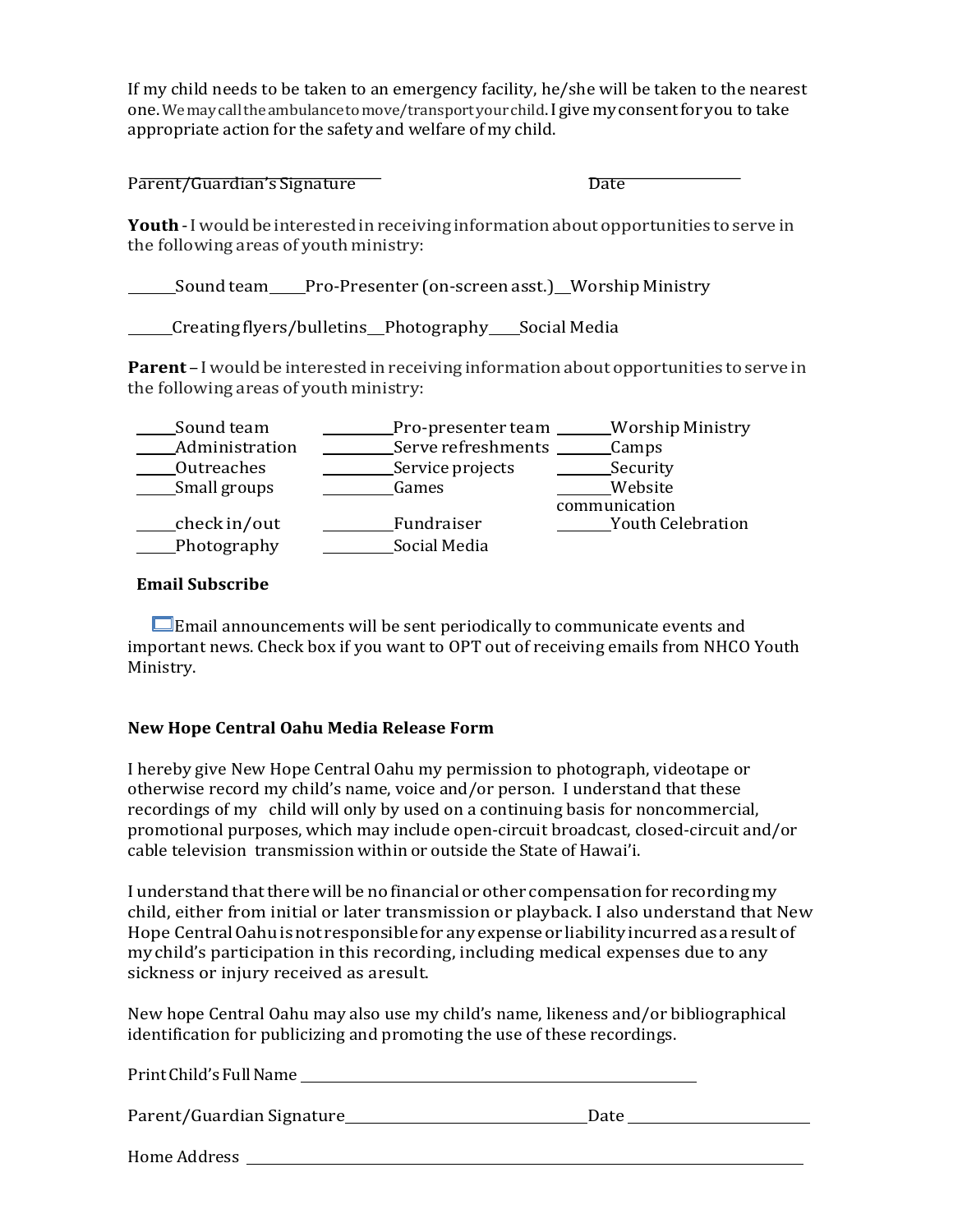If my child needs to be taken to an emergency facility, he/she will be taken to the nearest one. We may call the ambulance to move/transport your child. I give my consent for you to take appropriate action for the safety and welfare of my child.

Parent/Guardian's Signature \_\_\_\_\_\_\_\_\_\_ Date \_\_\_\_\_\_\_\_\_\_

**Youth** - I would be interested in receiving information about opportunities to serve in the following areas of youth ministry:

\_\_\_\_\_\_Sound team \_\_\_\_\_Pro-Presenter (on-screen asst.) \_\_Worship Ministry

\_\_\_\_\_\_Creating flyers/bulletins \_\_Photography \_\_\_\_Social Media

**Parent** – I would be interested in receiving information about opportunities to serve in the following areas of youth ministry:

| | | |
|---|---|---|
| \_\_\_\_\_Sound team | \_\_\_\_\_\_\_\_\_Pro-presenter team | \_\_\_\_\_\_\_Worship Ministry |
| \_\_\_\_\_Administration | \_\_\_\_\_\_\_\_\_Serve refreshments | \_\_\_\_\_\_\_Camps |
| \_\_\_\_\_Outreaches | \_\_\_\_\_\_\_\_\_Service projects | \_\_\_\_\_\_\_Security |
| \_\_\_\_\_Small groups | \_\_\_\_\_\_\_\_\_Games | \_\_\_\_\_\_\_Website communication |
| \_\_\_\_\_check in/out | \_\_\_\_\_\_\_\_\_Fundraiser | \_\_\_\_\_\_\_Youth Celebration |
| \_\_\_\_\_Photography | \_\_\_\_\_\_\_\_\_Social Media | |

**Email Subscribe**

☐ Email announcements will be sent periodically to communicate events and important news. Check box if you want to OPT out of receiving emails from NHCO Youth Ministry.

**New Hope Central Oahu Media Release Form**

I hereby give New Hope Central Oahu my permission to photograph, videotape or otherwise record my child's name, voice and/or person. I understand that these recordings of my child will only by used on a continuing basis for noncommercial, promotional purposes, which may include open-circuit broadcast, closed-circuit and/or cable television transmission within or outside the State of Hawai'i.

I understand that there will be no financial or other compensation for recording my child, either from initial or later transmission or playback. I also understand that New Hope Central Oahu is not responsible for any expense or liability incurred as a result of my child's participation in this recording, including medical expenses due to any sickness or injury received as aresult.

New hope Central Oahu may also use my child's name, likeness and/or bibliographical identification for publicizing and promoting the use of these recordings.

Print Child's Full Name \_\_\_\_\_\_\_\_\_\_\_\_\_\_\_\_\_\_\_\_\_\_\_\_\_\_\_\_\_\_

Parent/Guardian Signature\_\_\_\_\_\_\_\_\_\_\_\_\_\_\_\_\_\_\_\_\_\_\_\_Date \_\_\_\_\_\_\_\_\_\_\_\_\_\_\_\_

Home Address \_\_\_\_\_\_\_\_\_\_\_\_\_\_\_\_\_\_\_\_\_\_\_\_\_\_\_\_\_\_\_\_\_\_\_\_\_\_\_\_